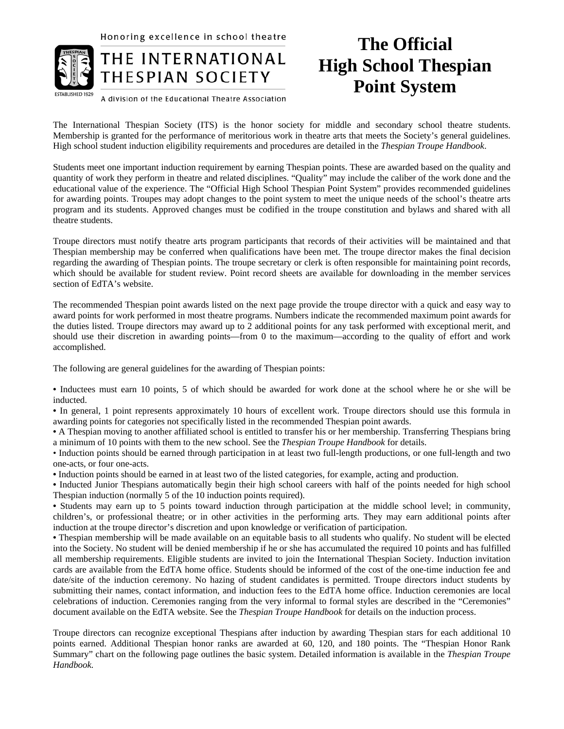Honoring excellence in school theatre

THE INTERNATIONAL THESPIAN SOCIETY

A division of the Educational Theatre Association

# The Official High School Thespian Point System

The International Thespian Society (ITS) is the honor society for middle and secondary school theatre students. Membership is granted for the performance of meritorious work in theatre arts that meets the Society's general guidelines. High school student induction eligibility requirements and procedures are detailed in the *Thespian Troupe Handbook*.

Students meet one important induction requirement by earning Thespian points. These are awarded based on the quality and quantity of work they perform in theatre and related disciplines. "Quality" may include the caliber of the work done and the educational value of the experience. The "Official High School Thespian Point System" provides recommended guidelines for awarding points. Troupes may adopt changes to the point system to meet the unique needs of the school's theatre arts program and its students. Approved changes must be codified in the troupe constitution and bylaws and shared with all theatre students.

Troupe directors must notify theatre arts program participants that records of their activities will be maintained and that Thespian membership may be conferred when qualifications have been met. The troupe director makes the final decision regarding the awarding of Thespian points. The troupe secretary or clerk is often responsible for maintaining point records, which should be available for student review. Point record sheets are available for downloading in the member services section of EdTA's website.

The recommended Thespian point awards listed on the next page provide the troupe director with a quick and easy way to award points for work performed in most theatre programs. Numbers indicate the recommended maximum point awards for the duties listed. Troupe directors may award up to 2 additional points for any task performed with exceptional merit, and should use their discretion in awarding points—from 0 to the maximum—according to the quality of effort and work accomplished.

The following are general guidelines for the awarding of Thespian points:

- Inductees must earn 10 points, 5 of which should be awarded for work done at the school where he or she will be inducted.
- In general, 1 point represents approximately 10 hours of excellent work. Troupe directors should use this formula in awarding points for categories not specifically listed in the recommended Thespian point awards.
- A Thespian moving to another affiliated school is entitled to transfer his or her membership. Transferring Thespians bring a minimum of 10 points with them to the new school. See the *Thespian Troupe Handbook* for details.
- Induction points should be earned through participation in at least two full-length productions, or one full-length and two one-acts, or four one-acts.
- Induction points should be earned in at least two of the listed categories, for example, acting and production.
- Inducted Junior Thespians automatically begin their high school careers with half of the points needed for high school Thespian induction (normally 5 of the 10 induction points required).
- Students may earn up to 5 points toward induction through participation at the middle school level; in community, children's, or professional theatre; or in other activities in the performing arts. They may earn additional points after induction at the troupe director's discretion and upon knowledge or verification of participation.
- Thespian membership will be made available on an equitable basis to all students who qualify. No student will be elected into the Society. No student will be denied membership if he or she has accumulated the required 10 points and has fulfilled all membership requirements. Eligible students are invited to join the International Thespian Society. Induction invitation cards are available from the EdTA home office. Students should be informed of the cost of the one-time induction fee and date/site of the induction ceremony. No hazing of student candidates is permitted. Troupe directors induct students by submitting their names, contact information, and induction fees to the EdTA home office. Induction ceremonies are local celebrations of induction. Ceremonies ranging from the very informal to formal styles are described in the "Ceremonies" document available on the EdTA website. See the *Thespian Troupe Handbook* for details on the induction process.

Troupe directors can recognize exceptional Thespians after induction by awarding Thespian stars for each additional 10 points earned. Additional Thespian honor ranks are awarded at 60, 120, and 180 points. The "Thespian Honor Rank Summary" chart on the following page outlines the basic system. Detailed information is available in the *Thespian Troupe Handbook.*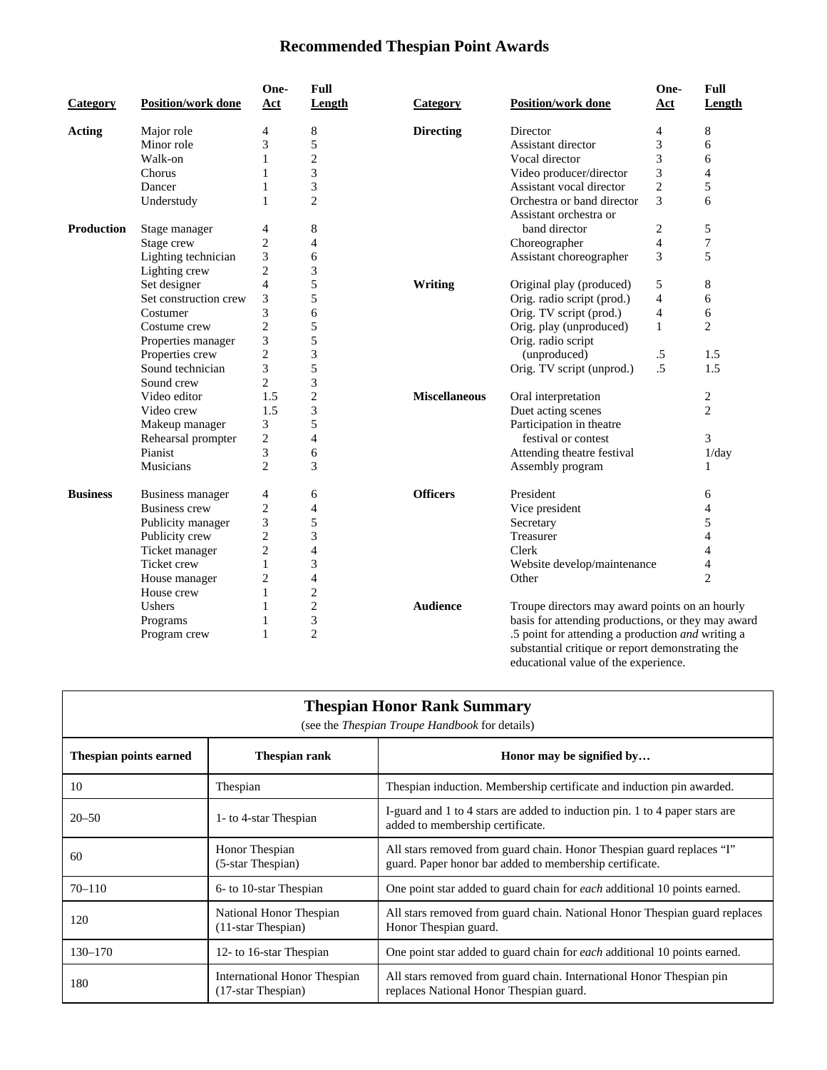# Recommended Thespian Point Awards

| Category | Position/work done | One-Act | Full Length |
|---|---|---|---|
| **Acting** | Major role | 4 | 8 |
| | Minor role | 3 | 5 |
| | Walk-on | 1 | 2 |
| | Chorus | 1 | 3 |
| | Dancer | 1 | 3 |
| | Understudy | 1 | 2 |
| **Production** | Stage manager | 4 | 8 |
| | Stage crew | 2 | 4 |
| | Lighting technician | 3 | 6 |
| | Lighting crew | 2 | 3 |
| | Set designer | 4 | 5 |
| | Set construction crew | 3 | 5 |
| | Costumer | 3 | 6 |
| | Costume crew | 2 | 5 |
| | Properties manager | 3 | 5 |
| | Properties crew | 2 | 3 |
| | Sound technician | 3 | 5 |
| | Sound crew | 2 | 3 |
| | Video editor | 1.5 | 2 |
| | Video crew | 1.5 | 3 |
| | Makeup manager | 3 | 5 |
| | Rehearsal prompter | 2 | 4 |
| | Pianist | 3 | 6 |
| | Musicians | 2 | 3 |
| **Business** | Business manager | 4 | 6 |
| | Business crew | 2 | 4 |
| | Publicity manager | 3 | 5 |
| | Publicity crew | 2 | 3 |
| | Ticket manager | 2 | 4 |
| | Ticket crew | 1 | 3 |
| | House manager | 2 | 4 |
| | House crew | 1 | 2 |
| | Ushers | 1 | 2 |
| | Programs | 1 | 3 |
| | Program crew | 1 | 2 |

| Category | Position/work done | One-Act | Full Length |
|---|---|---|---|
| **Directing** | Director | 4 | 8 |
| | Assistant director | 3 | 6 |
| | Vocal director | 3 | 6 |
| | Video producer/director | 3 | 4 |
| | Assistant vocal director | 2 | 5 |
| | Orchestra or band director | 3 | 6 |
| | Assistant orchestra or band director | 2 | 5 |
| | Choreographer | 4 | 7 |
| | Assistant choreographer | 3 | 5 |
| **Writing** | Original play (produced) | 5 | 8 |
| | Orig. radio script (prod.) | 4 | 6 |
| | Orig. TV script (prod.) | 4 | 6 |
| | Orig. play (unproduced) | 1 | 2 |
| | Orig. radio script (unproduced) | .5 | 1.5 |
| | Orig. TV script (unprod.) | .5 | 1.5 |
| **Miscellaneous** | Oral interpretation | | 2 |
| | Duet acting scenes | | 2 |
| | Participation in theatre festival or contest | | 3 |
| | Attending theatre festival | | 1/day |
| | Assembly program | | 1 |
| **Officers** | President | | 6 |
| | Vice president | | 4 |
| | Secretary | | 5 |
| | Treasurer | | 4 |
| | Clerk | | 4 |
| | Website develop/maintenance | | 4 |
| | Other | | 2 |

**Audience**: Troupe directors may award points on an hourly basis for attending productions, or they may award .5 point for attending a production *and* writing a substantial critique or report demonstrating the educational value of the experience.

## Thespian Honor Rank Summary

(see the *Thespian Troupe Handbook* for details)

| Thespian points earned | Thespian rank | Honor may be signified by… |
|---|---|---|
| 10 | Thespian | Thespian induction. Membership certificate and induction pin awarded. |
| 20–50 | 1- to 4-star Thespian | I-guard and 1 to 4 stars are added to induction pin. 1 to 4 paper stars are added to membership certificate. |
| 60 | Honor Thespian (5-star Thespian) | All stars removed from guard chain. Honor Thespian guard replaces "I" guard. Paper honor bar added to membership certificate. |
| 70–110 | 6- to 10-star Thespian | One point star added to guard chain for *each* additional 10 points earned. |
| 120 | National Honor Thespian (11-star Thespian) | All stars removed from guard chain. National Honor Thespian guard replaces Honor Thespian guard. |
| 130–170 | 12- to 16-star Thespian | One point star added to guard chain for *each* additional 10 points earned. |
| 180 | International Honor Thespian (17-star Thespian) | All stars removed from guard chain. International Honor Thespian pin replaces National Honor Thespian guard. |